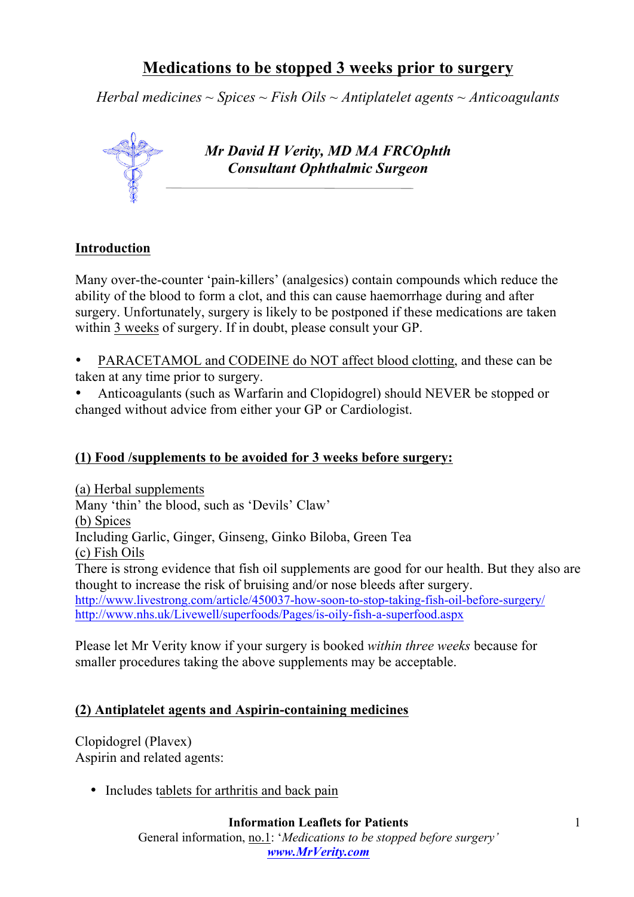# Medications to be stopped 3 weeks prior to surgery

*Herbal medicines ~ Spices ~ Fish Oils ~ Antiplatelet agents ~ Anticoagulants*

***Mr David H Verity, MD MA FRCOphth***
***Consultant Ophthalmic Surgeon***

## Introduction

Many over-the-counter 'pain-killers' (analgesics) contain compounds which reduce the ability of the blood to form a clot, and this can cause haemorrhage during and after surgery. Unfortunately, surgery is likely to be postponed if these medications are taken within 3 weeks of surgery. If in doubt, please consult your GP.

- PARACETAMOL and CODEINE do NOT affect blood clotting, and these can be taken at any time prior to surgery.
- Anticoagulants (such as Warfarin and Clopidogrel) should NEVER be stopped or changed without advice from either your GP or Cardiologist.

## (1) Food /supplements to be avoided for 3 weeks before surgery:

(a) Herbal supplements
Many 'thin' the blood, such as 'Devils' Claw'
(b) Spices
Including Garlic, Ginger, Ginseng, Ginko Biloba, Green Tea
(c) Fish Oils
There is strong evidence that fish oil supplements are good for our health. But they also are thought to increase the risk of bruising and/or nose bleeds after surgery.
http://www.livestrong.com/article/450037-how-soon-to-stop-taking-fish-oil-before-surgery/
http://www.nhs.uk/Livewell/superfoods/Pages/is-oily-fish-a-superfood.aspx

Please let Mr Verity know if your surgery is booked *within three weeks* because for smaller procedures taking the above supplements may be acceptable.

## (2) Antiplatelet agents and Aspirin-containing medicines

Clopidogrel (Plavex)
Aspirin and related agents:

- Includes tablets for arthritis and back pain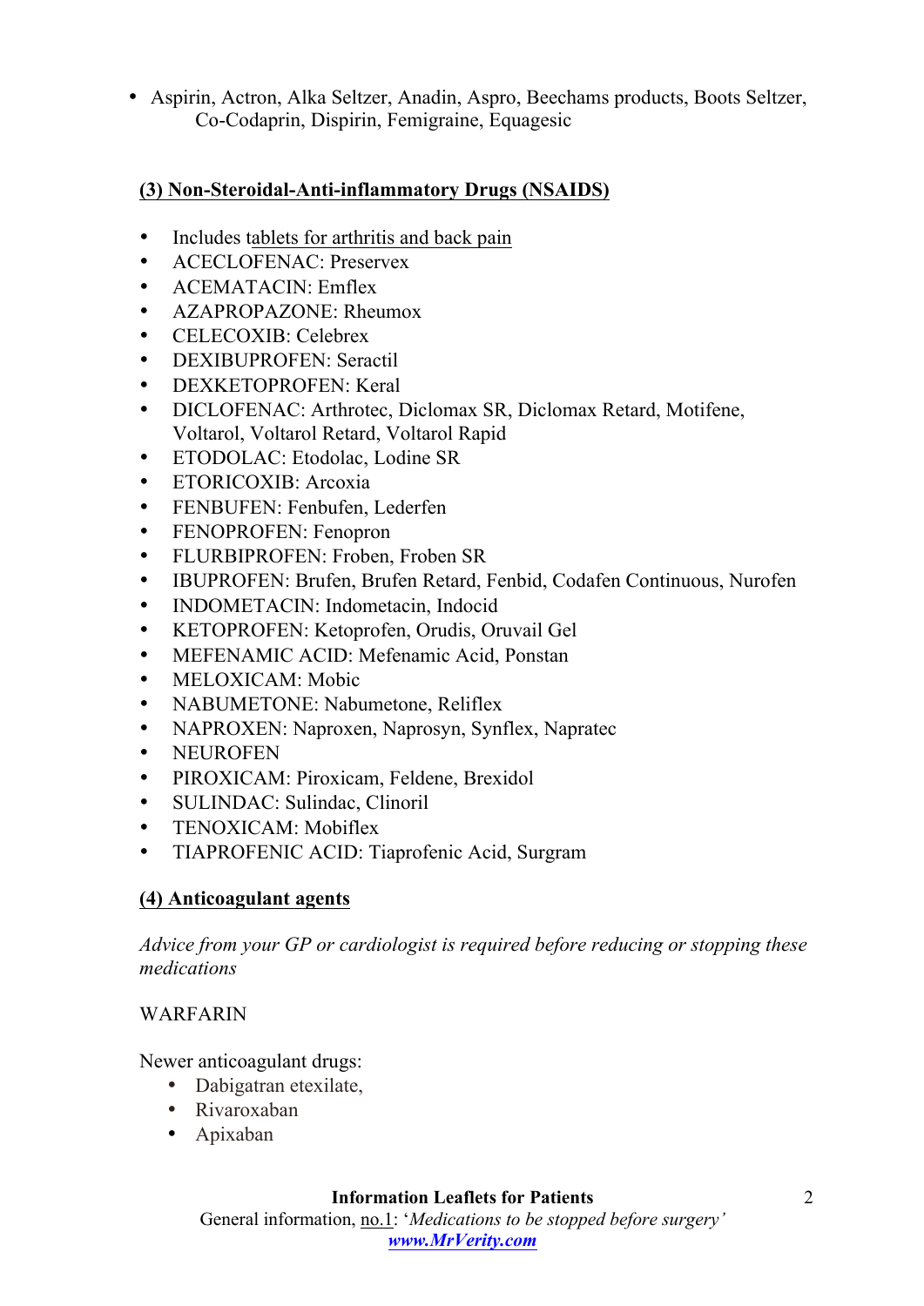- Aspirin, Actron, Alka Seltzer, Anadin, Aspro, Beechams products, Boots Seltzer, Co-Codaprin, Dispirin, Femigraine, Equagesic

## (3) Non-Steroidal-Anti-inflammatory Drugs (NSAIDS)

- Includes tablets for arthritis and back pain
- ACECLOFENAC: Preservex
- ACEMATACIN: Emflex
- AZAPROPAZONE: Rheumox
- CELECOXIB: Celebrex
- DEXIBUPROFEN: Seractil
- DEXKETOPROFEN: Keral
- DICLOFENAC: Arthrotec, Diclomax SR, Diclomax Retard, Motifene, Voltarol, Voltarol Retard, Voltarol Rapid
- ETODOLAC: Etodolac, Lodine SR
- ETORICOXIB: Arcoxia
- FENBUFEN: Fenbufen, Lederfen
- FENOPROFEN: Fenopron
- FLURBIPROFEN: Froben, Froben SR
- IBUPROFEN: Brufen, Brufen Retard, Fenbid, Codafen Continuous, Nurofen
- INDOMETACIN: Indometacin, Indocid
- KETOPROFEN: Ketoprofen, Orudis, Oruvail Gel
- MEFENAMIC ACID: Mefenamic Acid, Ponstan
- MELOXICAM: Mobic
- NABUMETONE: Nabumetone, Relifex
- NAPROXEN: Naproxen, Naprosyn, Synflex, Napratec
- NEUROFEN
- PIROXICAM: Piroxicam, Feldene, Brexidol
- SULINDAC: Sulindac, Clinoril
- TENOXICAM: Mobiflex
- TIAPROFENIC ACID: Tiaprofenic Acid, Surgram

## (4) Anticoagulant agents

*Advice from your GP or cardiologist is required before reducing or stopping these medications*

WARFARIN

Newer anticoagulant drugs:

- Dabigatran etexilate,
- Rivaroxaban
- Apixaban